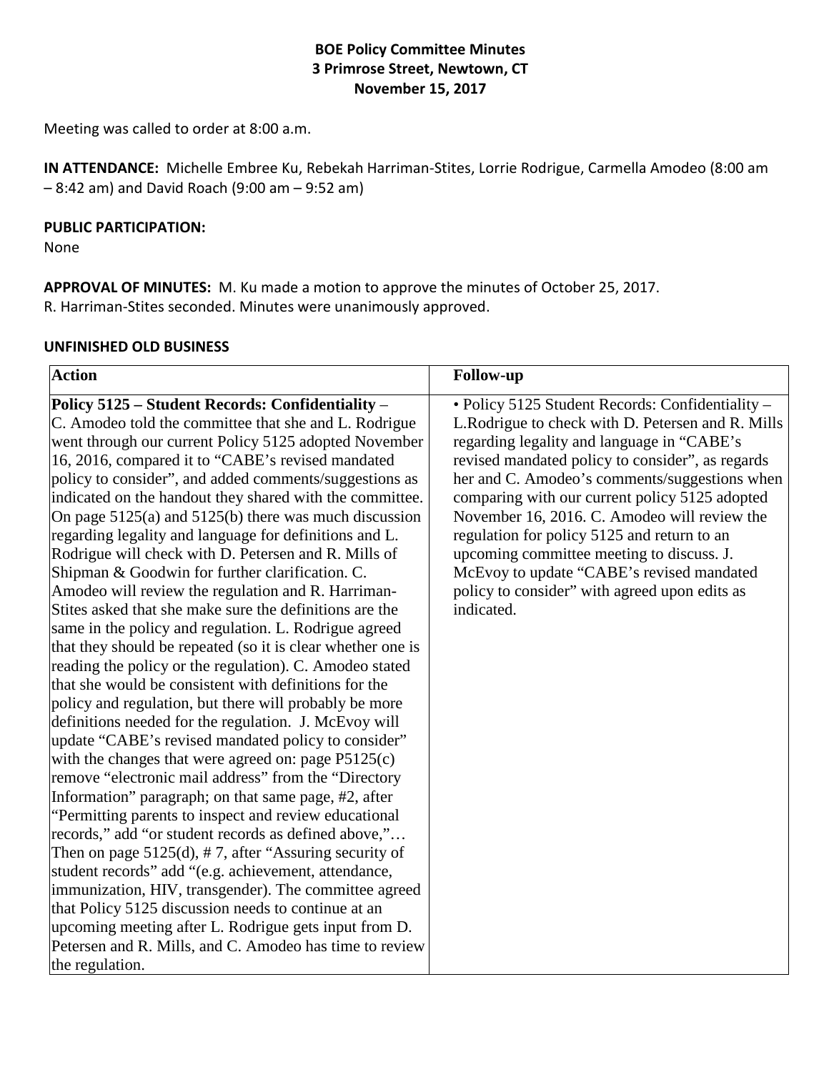# BOE Policy Committee Minutes
## 3 Primrose Street, Newtown, CT
## November 15, 2017

Meeting was called to order at 8:00 a.m.

**IN ATTENDANCE:** Michelle Embree Ku, Rebekah Harriman-Stites, Lorrie Rodrigue, Carmella Amodeo (8:00 am – 8:42 am) and David Roach (9:00 am – 9:52 am)

**PUBLIC PARTICIPATION:**
None

**APPROVAL OF MINUTES:** M. Ku made a motion to approve the minutes of October 25, 2017. R. Harriman-Stites seconded. Minutes were unanimously approved.

**UNFINISHED OLD BUSINESS**

| Action | Follow-up |
|---|---|
| **Policy 5125 – Student Records: Confidentiality** – C. Amodeo told the committee that she and L. Rodrigue went through our current Policy 5125 adopted November 16, 2016, compared it to "CABE's revised mandated policy to consider", and added comments/suggestions as indicated on the handout they shared with the committee. On page 5125(a) and 5125(b) there was much discussion regarding legality and language for definitions and L. Rodrigue will check with D. Petersen and R. Mills of Shipman & Goodwin for further clarification. C. Amodeo will review the regulation and R. Harriman-Stites asked that she make sure the definitions are the same in the policy and regulation. L. Rodrigue agreed that they should be repeated (so it is clear whether one is reading the policy or the regulation). C. Amodeo stated that she would be consistent with definitions for the policy and regulation, but there will probably be more definitions needed for the regulation. J. McEvoy will update "CABE's revised mandated policy to consider" with the changes that were agreed on: page P5125(c) remove "electronic mail address" from the "Directory Information" paragraph; on that same page, #2, after "Permitting parents to inspect and review educational records," add "or student records as defined above,"… Then on page 5125(d), # 7, after "Assuring security of student records" add "(e.g. achievement, attendance, immunization, HIV, transgender). The committee agreed that Policy 5125 discussion needs to continue at an upcoming meeting after L. Rodrigue gets input from D. Petersen and R. Mills, and C. Amodeo has time to review the regulation. | • Policy 5125 Student Records: Confidentiality – L.Rodrigue to check with D. Petersen and R. Mills regarding legality and language in "CABE's revised mandated policy to consider", as regards her and C. Amodeo's comments/suggestions when comparing with our current policy 5125 adopted November 16, 2016. C. Amodeo will review the regulation for policy 5125 and return to an upcoming committee meeting to discuss. J. McEvoy to update "CABE's revised mandated policy to consider" with agreed upon edits as indicated. |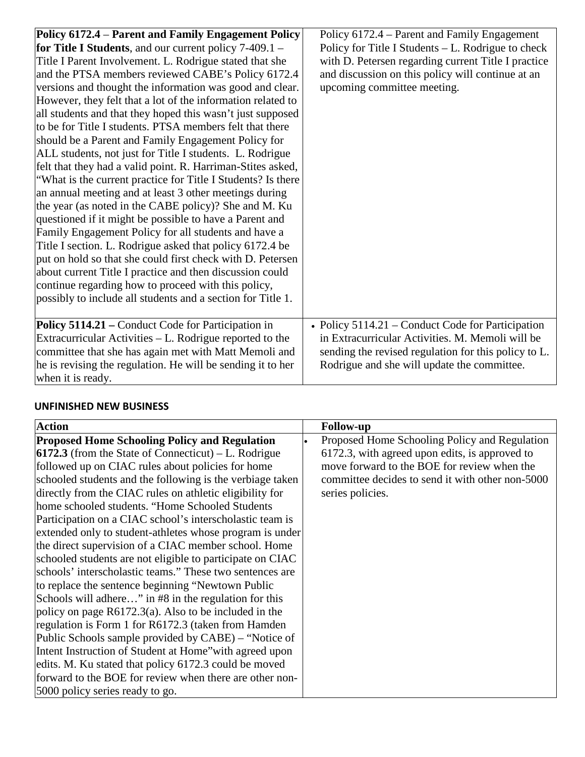| | |
|---|---|
| **Policy 6172.4** – **Parent and Family Engagement Policy for Title I Students**, and our current policy 7-409.1 – Title I Parent Involvement. L. Rodrigue stated that she and the PTSA members reviewed CABE's Policy 6172.4 versions and thought the information was good and clear. However, they felt that a lot of the information related to all students and that they hoped this wasn't just supposed to be for Title I students. PTSA members felt that there should be a Parent and Family Engagement Policy for ALL students, not just for Title I students. L. Rodrigue felt that they had a valid point. R. Harriman-Stites asked, "What is the current practice for Title I Students? Is there an annual meeting and at least 3 other meetings during the year (as noted in the CABE policy)? She and M. Ku questioned if it might be possible to have a Parent and Family Engagement Policy for all students and have a Title I section. L. Rodrigue asked that policy 6172.4 be put on hold so that she could first check with D. Petersen about current Title I practice and then discussion could continue regarding how to proceed with this policy, possibly to include all students and a section for Title 1. | Policy 6172.4 – Parent and Family Engagement Policy for Title I Students – L. Rodrigue to check with D. Petersen regarding current Title I practice and discussion on this policy will continue at an upcoming committee meeting. |
| **Policy 5114.21 –** Conduct Code for Participation in Extracurricular Activities – L. Rodrigue reported to the committee that she has again met with Matt Memoli and he is revising the regulation. He will be sending it to her when it is ready. | • Policy 5114.21 – Conduct Code for Participation in Extracurricular Activities. M. Memoli will be sending the revised regulation for this policy to L. Rodrigue and she will update the committee. |

**UNFINISHED NEW BUSINESS**

| **Action** | **Follow-up** |
|---|---|
| **Proposed Home Schooling Policy and Regulation 6172.3** (from the State of Connecticut) – L. Rodrigue followed up on CIAC rules about policies for home schooled students and the following is the verbiage taken directly from the CIAC rules on athletic eligibility for home schooled students. "Home Schooled Students Participation on a CIAC school's interscholastic team is extended only to student-athletes whose program is under the direct supervision of a CIAC member school. Home schooled students are not eligible to participate on CIAC schools' interscholastic teams." These two sentences are to replace the sentence beginning "Newtown Public Schools will adhere…" in #8 in the regulation for this policy on page R6172.3(a). Also to be included in the regulation is Form 1 for R6172.3 (taken from Hamden Public Schools sample provided by CABE) – "Notice of Intent Instruction of Student at Home"with agreed upon edits. M. Ku stated that policy 6172.3 could be moved forward to the BOE for review when there are other non-5000 policy series ready to go. | • Proposed Home Schooling Policy and Regulation 6172.3, with agreed upon edits, is approved to move forward to the BOE for review when the committee decides to send it with other non-5000 series policies. |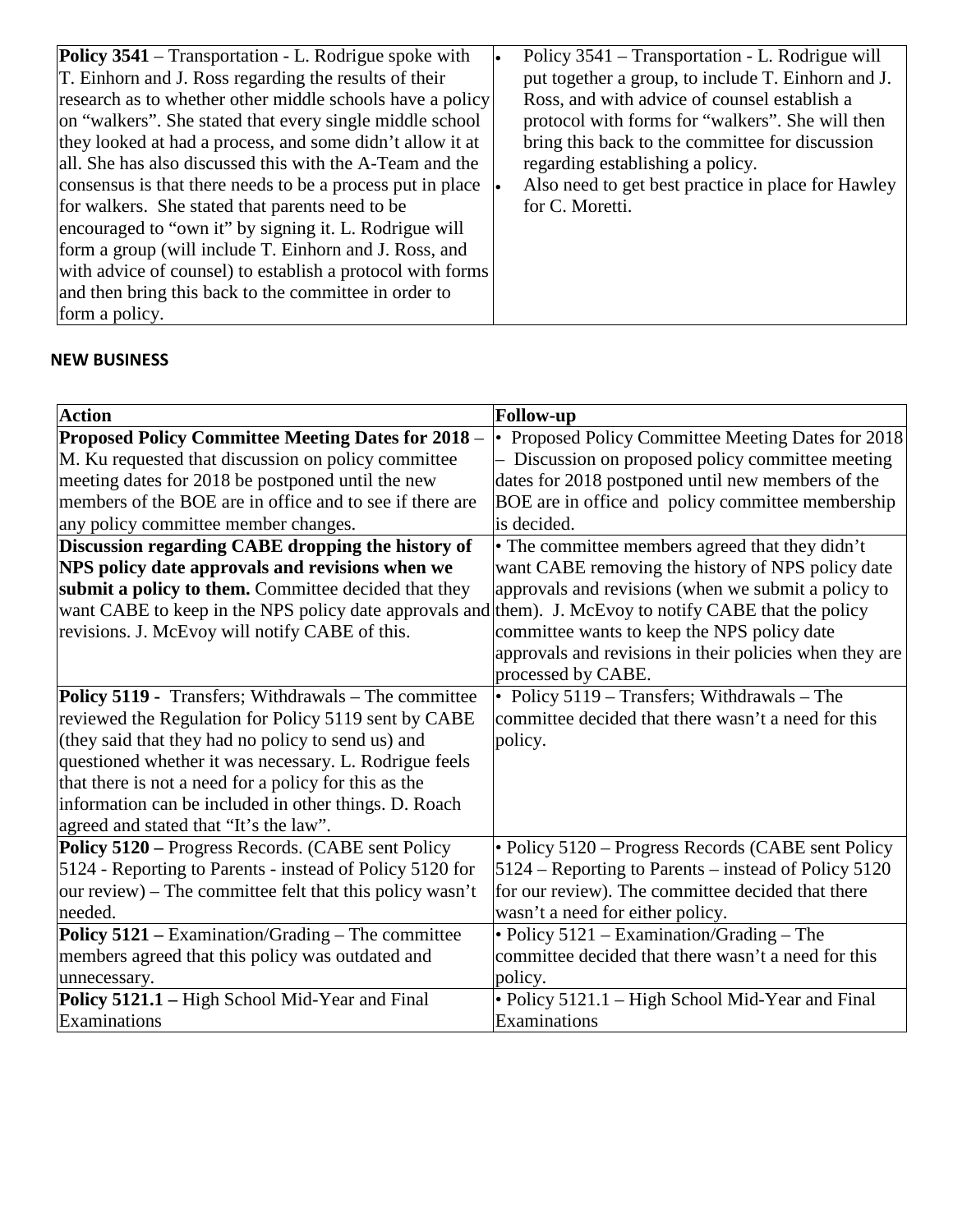| | |
|---|---|
| **Policy 3541** – Transportation - L. Rodrigue spoke with T. Einhorn and J. Ross regarding the results of their research as to whether other middle schools have a policy on "walkers". She stated that every single middle school they looked at had a process, and some didn't allow it at all. She has also discussed this with the A-Team and the consensus is that there needs to be a process put in place for walkers. She stated that parents need to be encouraged to "own it" by signing it. L. Rodrigue will form a group (will include T. Einhorn and J. Ross, and with advice of counsel) to establish a protocol with forms and then bring this back to the committee in order to form a policy. | • Policy 3541 – Transportation - L. Rodrigue will put together a group, to include T. Einhorn and J. Ross, and with advice of counsel establish a protocol with forms for "walkers". She will then bring this back to the committee for discussion regarding establishing a policy.<br>• Also need to get best practice in place for Hawley for C. Moretti. |

**NEW BUSINESS**

| Action | Follow-up |
|---|---|
| **Proposed Policy Committee Meeting Dates for 2018** – M. Ku requested that discussion on policy committee meeting dates for 2018 be postponed until the new members of the BOE are in office and to see if there are any policy committee member changes. | • Proposed Policy Committee Meeting Dates for 2018 – Discussion on proposed policy committee meeting dates for 2018 postponed until new members of the BOE are in office and policy committee membership is decided. |
| **Discussion regarding CABE dropping the history of NPS policy date approvals and revisions when we submit a policy to them.** Committee decided that they want CABE to keep in the NPS policy date approvals and revisions. J. McEvoy will notify CABE of this. | • The committee members agreed that they didn't want CABE removing the history of NPS policy date approvals and revisions (when we submit a policy to them). J. McEvoy to notify CABE that the policy committee wants to keep the NPS policy date approvals and revisions in their policies when they are processed by CABE. |
| **Policy 5119** - Transfers; Withdrawals – The committee reviewed the Regulation for Policy 5119 sent by CABE (they said that they had no policy to send us) and questioned whether it was necessary. L. Rodrigue feels that there is not a need for a policy for this as the information can be included in other things. D. Roach agreed and stated that "It's the law". | • Policy 5119 – Transfers; Withdrawals – The committee decided that there wasn't a need for this policy. |
| **Policy 5120** – Progress Records. (CABE sent Policy 5124 - Reporting to Parents - instead of Policy 5120 for our review) – The committee felt that this policy wasn't needed. | • Policy 5120 – Progress Records (CABE sent Policy 5124 – Reporting to Parents – instead of Policy 5120 for our review). The committee decided that there wasn't a need for either policy. |
| **Policy 5121** – Examination/Grading – The committee members agreed that this policy was outdated and unnecessary. | • Policy 5121 – Examination/Grading – The committee decided that there wasn't a need for this policy. |
| **Policy 5121.1** – High School Mid-Year and Final Examinations | • Policy 5121.1 – High School Mid-Year and Final Examinations |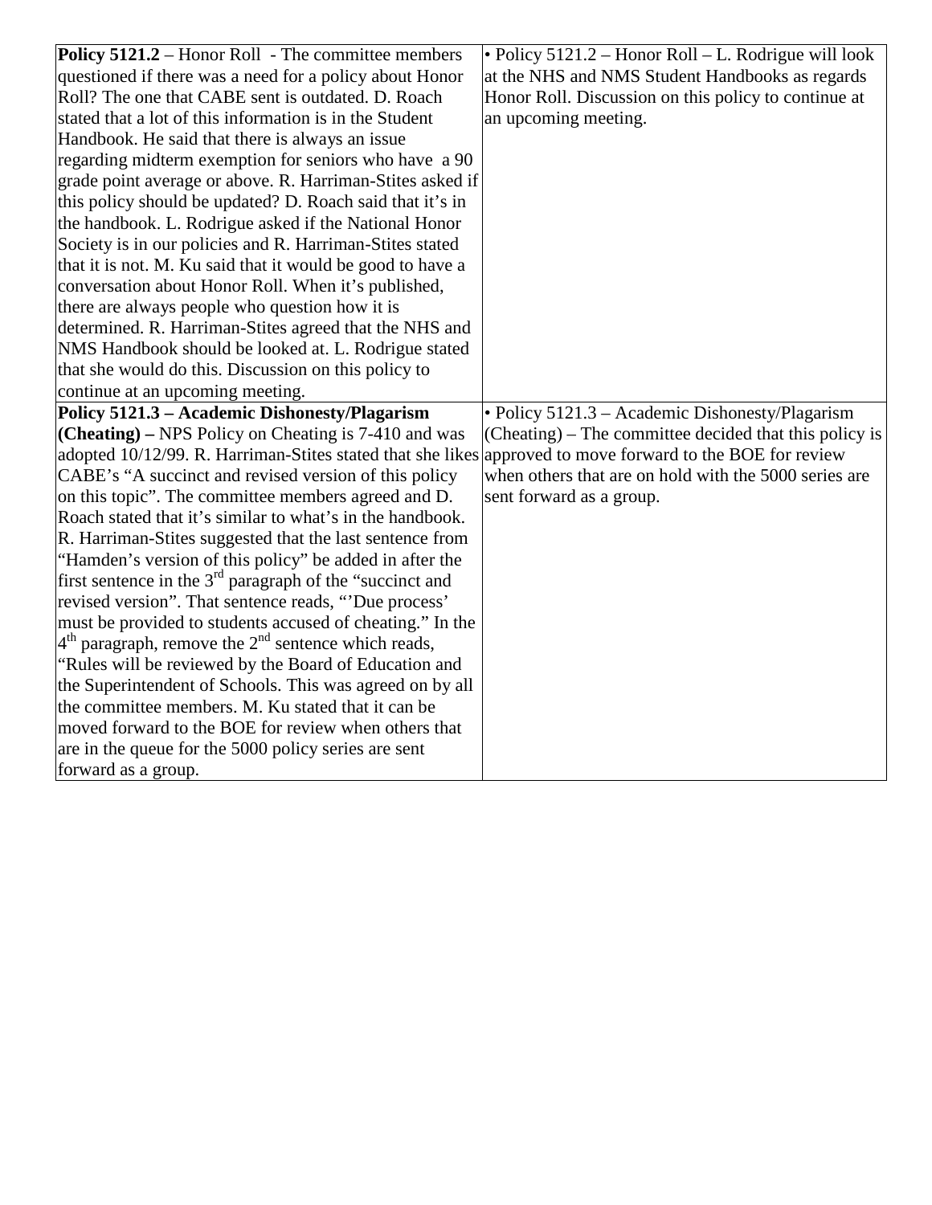| | |
|---|---|
| **Policy 5121.2** – Honor Roll - The committee members questioned if there was a need for a policy about Honor Roll? The one that CABE sent is outdated. D. Roach stated that a lot of this information is in the Student Handbook. He said that there is always an issue regarding midterm exemption for seniors who have a 90 grade point average or above. R. Harriman-Stites asked if this policy should be updated? D. Roach said that it's in the handbook. L. Rodrigue asked if the National Honor Society is in our policies and R. Harriman-Stites stated that it is not. M. Ku said that it would be good to have a conversation about Honor Roll. When it's published, there are always people who question how it is determined. R. Harriman-Stites agreed that the NHS and NMS Handbook should be looked at. L. Rodrigue stated that she would do this. Discussion on this policy to continue at an upcoming meeting. | • Policy 5121.2 – Honor Roll – L. Rodrigue will look at the NHS and NMS Student Handbooks as regards Honor Roll. Discussion on this policy to continue at an upcoming meeting. |
| **Policy 5121.3 – Academic Dishonesty/Plagarism (Cheating) –** NPS Policy on Cheating is 7-410 and was adopted 10/12/99. R. Harriman-Stites stated that she likes CABE's "A succinct and revised version of this policy on this topic". The committee members agreed and D. Roach stated that it's similar to what's in the handbook. R. Harriman-Stites suggested that the last sentence from "Hamden's version of this policy" be added in after the first sentence in the 3rd paragraph of the "succinct and revised version". That sentence reads, "'Due process' must be provided to students accused of cheating." In the 4th paragraph, remove the 2nd sentence which reads, "Rules will be reviewed by the Board of Education and the Superintendent of Schools. This was agreed on by all the committee members. M. Ku stated that it can be moved forward to the BOE for review when others that are in the queue for the 5000 policy series are sent forward as a group. | • Policy 5121.3 – Academic Dishonesty/Plagarism (Cheating) – The committee decided that this policy is approved to move forward to the BOE for review when others that are on hold with the 5000 series are sent forward as a group. |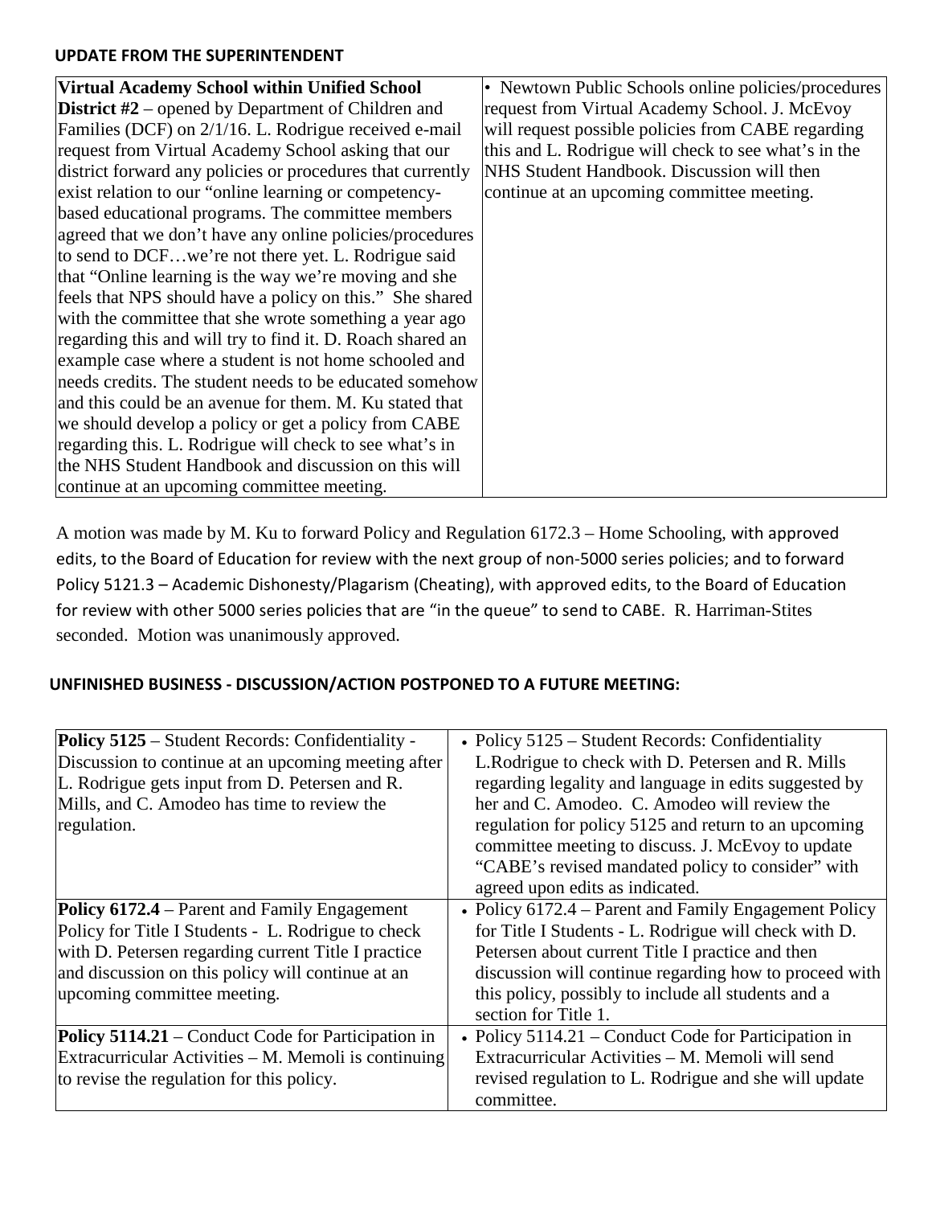**UPDATE FROM THE SUPERINTENDENT**

| **Virtual Academy School within Unified School District #2** – opened by Department of Children and Families (DCF) on 2/1/16. L. Rodrigue received e-mail request from Virtual Academy School asking that our district forward any policies or procedures that currently exist relation to our "online learning or competency-based educational programs. The committee members agreed that we don't have any online policies/procedures to send to DCF…we're not there yet. L. Rodrigue said that "Online learning is the way we're moving and she feels that NPS should have a policy on this." She shared with the committee that she wrote something a year ago regarding this and will try to find it. D. Roach shared an example case where a student is not home schooled and needs credits. The student needs to be educated somehow and this could be an avenue for them. M. Ku stated that we should develop a policy or get a policy from CABE regarding this. L. Rodrigue will check to see what's in the NHS Student Handbook and discussion on this will continue at an upcoming committee meeting. | • Newtown Public Schools online policies/procedures request from Virtual Academy School. J. McEvoy will request possible policies from CABE regarding this and L. Rodrigue will check to see what's in the NHS Student Handbook. Discussion will then continue at an upcoming committee meeting. |
|---|---|

A motion was made by M. Ku to forward Policy and Regulation 6172.3 – Home Schooling, with approved edits, to the Board of Education for review with the next group of non-5000 series policies; and to forward Policy 5121.3 – Academic Dishonesty/Plagarism (Cheating), with approved edits, to the Board of Education for review with other 5000 series policies that are "in the queue" to send to CABE. R. Harriman-Stites seconded. Motion was unanimously approved.

**UNFINISHED BUSINESS - DISCUSSION/ACTION POSTPONED TO A FUTURE MEETING:**

| **Policy 5125** – Student Records: Confidentiality - Discussion to continue at an upcoming meeting after L. Rodrigue gets input from D. Petersen and R. Mills, and C. Amodeo has time to review the regulation. | • Policy 5125 – Student Records: Confidentiality L.Rodrigue to check with D. Petersen and R. Mills regarding legality and language in edits suggested by her and C. Amodeo. C. Amodeo will review the regulation for policy 5125 and return to an upcoming committee meeting to discuss. J. McEvoy to update "CABE's revised mandated policy to consider" with agreed upon edits as indicated. |
|---|---|
| **Policy 6172.4** – Parent and Family Engagement Policy for Title I Students - L. Rodrigue to check with D. Petersen regarding current Title I practice and discussion on this policy will continue at an upcoming committee meeting. | • Policy 6172.4 – Parent and Family Engagement Policy for Title I Students - L. Rodrigue will check with D. Petersen about current Title I practice and then discussion will continue regarding how to proceed with this policy, possibly to include all students and a section for Title 1. |
| **Policy 5114.21** – Conduct Code for Participation in Extracurricular Activities – M. Memoli is continuing to revise the regulation for this policy. | • Policy 5114.21 – Conduct Code for Participation in Extracurricular Activities – M. Memoli will send revised regulation to L. Rodrigue and she will update committee. |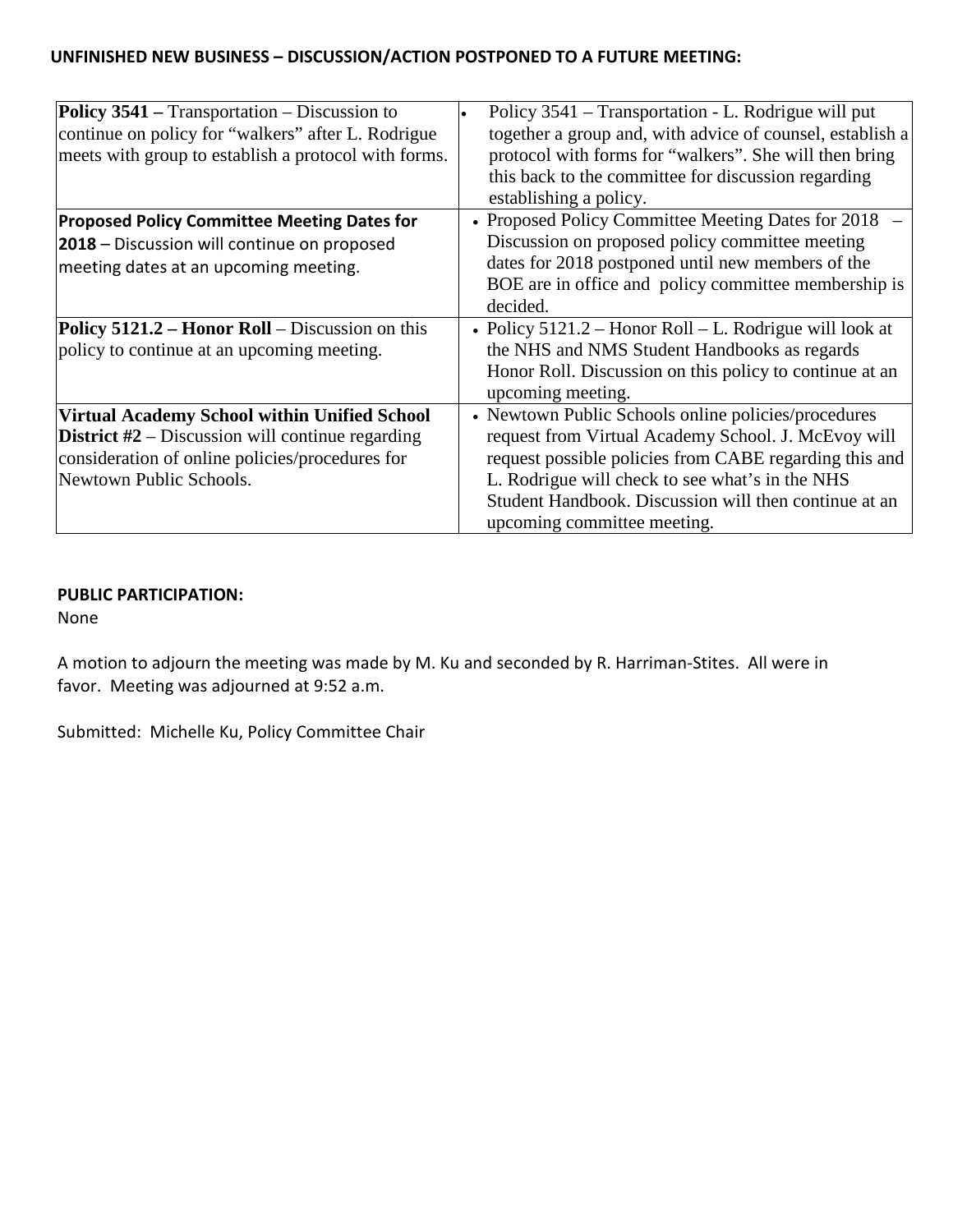**UNFINISHED NEW BUSINESS – DISCUSSION/ACTION POSTPONED TO A FUTURE MEETING:**

| | |
|---|---|
| **Policy 3541 –** Transportation – Discussion to continue on policy for "walkers" after L. Rodrigue meets with group to establish a protocol with forms. | • Policy 3541 – Transportation - L. Rodrigue will put together a group and, with advice of counsel, establish a protocol with forms for "walkers". She will then bring this back to the committee for discussion regarding establishing a policy. |
| **Proposed Policy Committee Meeting Dates for 2018** – Discussion will continue on proposed meeting dates at an upcoming meeting. | • Proposed Policy Committee Meeting Dates for 2018 – Discussion on proposed policy committee meeting dates for 2018 postponed until new members of the BOE are in office and policy committee membership is decided. |
| **Policy 5121.2 – Honor Roll** – Discussion on this policy to continue at an upcoming meeting. | • Policy 5121.2 – Honor Roll – L. Rodrigue will look at the NHS and NMS Student Handbooks as regards Honor Roll. Discussion on this policy to continue at an upcoming meeting. |
| **Virtual Academy School within Unified School District #2** – Discussion will continue regarding consideration of online policies/procedures for Newtown Public Schools. | • Newtown Public Schools online policies/procedures request from Virtual Academy School. J. McEvoy will request possible policies from CABE regarding this and L. Rodrigue will check to see what's in the NHS Student Handbook. Discussion will then continue at an upcoming committee meeting. |

**PUBLIC PARTICIPATION:**

None

A motion to adjourn the meeting was made by M. Ku and seconded by R. Harriman-Stites. All were in favor. Meeting was adjourned at 9:52 a.m.

Submitted: Michelle Ku, Policy Committee Chair